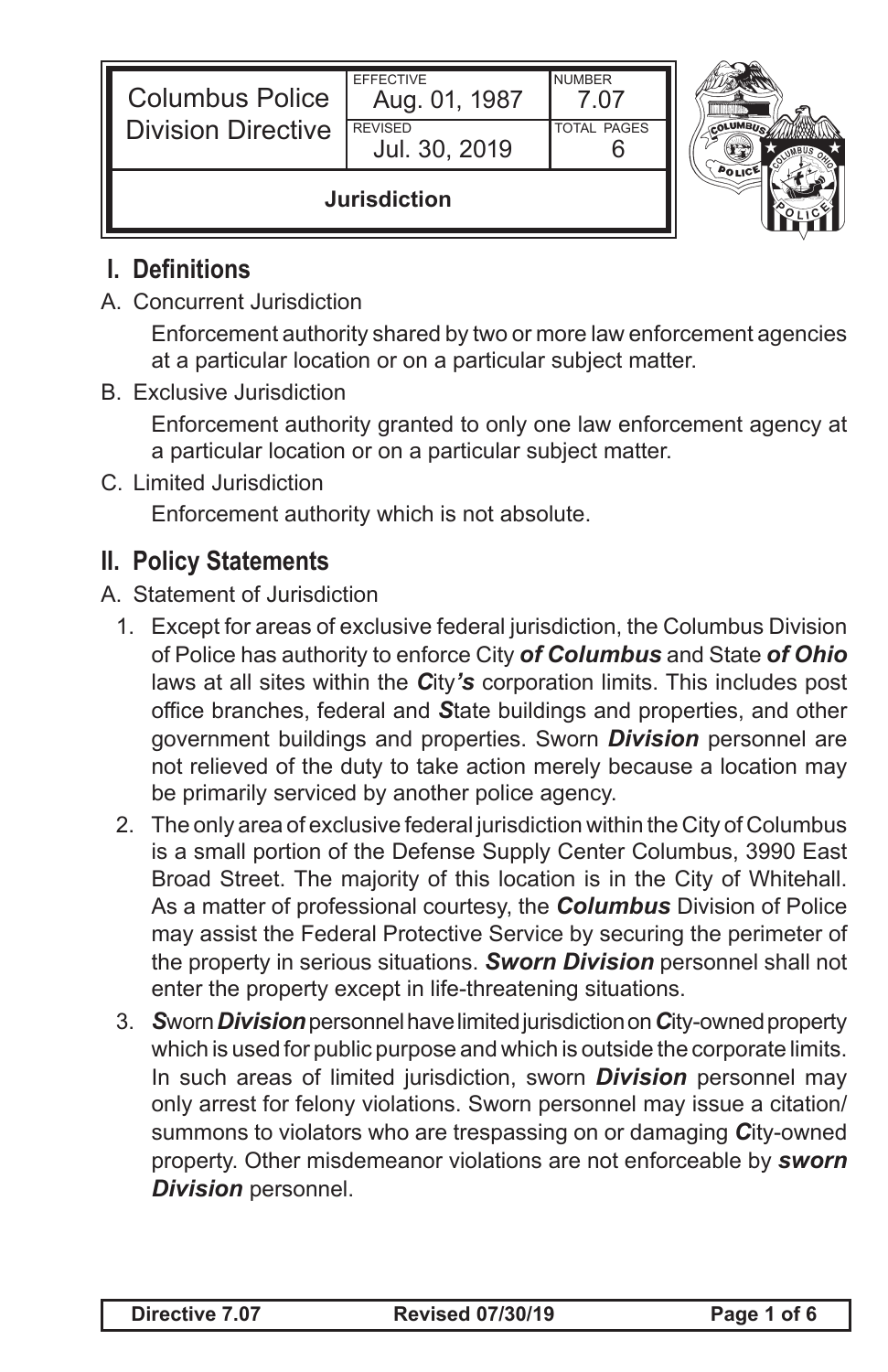| Columbus Police Division Directive | EFFECTIVE Aug. 01, 1987 | NUMBER 7.07 |
| --- | --- | --- |
| | REVISED Jul. 30, 2019 | TOTAL PAGES 6 |
| **Jurisdiction** | | |

## I. Definitions

A. Concurrent Jurisdiction

Enforcement authority shared by two or more law enforcement agencies at a particular location or on a particular subject matter.

B. Exclusive Jurisdiction

Enforcement authority granted to only one law enforcement agency at a particular location or on a particular subject matter.

C. Limited Jurisdiction

Enforcement authority which is not absolute.

## II. Policy Statements

A. Statement of Jurisdiction

1. Except for areas of exclusive federal jurisdiction, the Columbus Division of Police has authority to enforce City ***of Columbus*** and State ***of Ohio*** laws at all sites within the ***C***ity***'s*** corporation limits. This includes post office branches, federal and ***S***tate buildings and properties, and other government buildings and properties. Sworn ***Division*** personnel are not relieved of the duty to take action merely because a location may be primarily serviced by another police agency.
2. The only area of exclusive federal jurisdiction within the City of Columbus is a small portion of the Defense Supply Center Columbus, 3990 East Broad Street. The majority of this location is in the City of Whitehall. As a matter of professional courtesy, the ***Columbus*** Division of Police may assist the Federal Protective Service by securing the perimeter of the property in serious situations. ***Sworn Division*** personnel shall not enter the property except in life-threatening situations.
3. ***S***worn ***Division*** personnel have limited jurisdiction on ***C***ity-owned property which is used for public purpose and which is outside the corporate limits. In such areas of limited jurisdiction, sworn ***Division*** personnel may only arrest for felony violations. Sworn personnel may issue a citation/summons to violators who are trespassing on or damaging ***C***ity-owned property. Other misdemeanor violations are not enforceable by ***sworn Division*** personnel.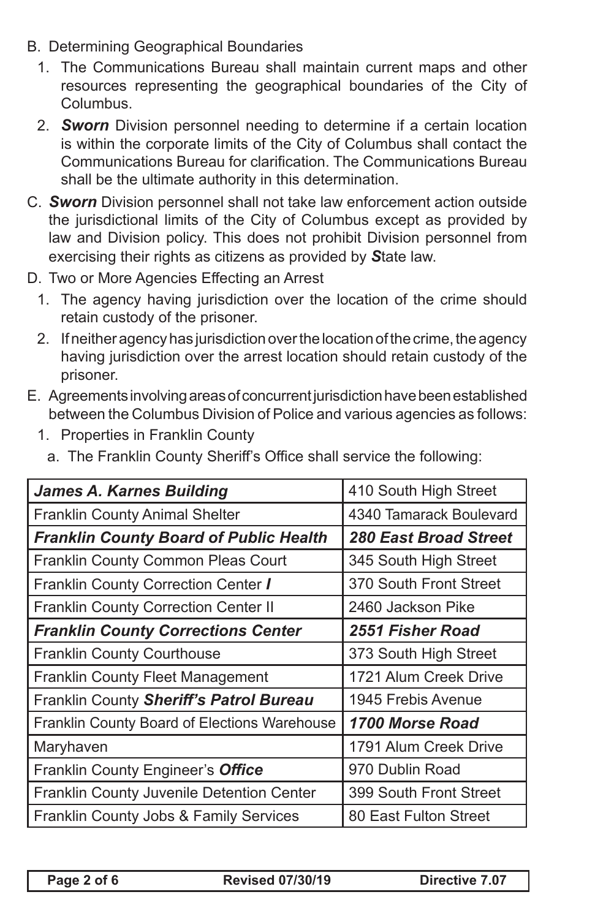B. Determining Geographical Boundaries
   1. The Communications Bureau shall maintain current maps and other resources representing the geographical boundaries of the City of Columbus.
   2. ***Sworn*** Division personnel needing to determine if a certain location is within the corporate limits of the City of Columbus shall contact the Communications Bureau for clarification. The Communications Bureau shall be the ultimate authority in this determination.

C. ***Sworn*** Division personnel shall not take law enforcement action outside the jurisdictional limits of the City of Columbus except as provided by law and Division policy. This does not prohibit Division personnel from exercising their rights as citizens as provided by ***S***tate law.

D. Two or More Agencies Effecting an Arrest
   1. The agency having jurisdiction over the location of the crime should retain custody of the prisoner.
   2. If neither agency has jurisdiction over the location of the crime, the agency having jurisdiction over the arrest location should retain custody of the prisoner.

E. Agreements involving areas of concurrent jurisdiction have been established between the Columbus Division of Police and various agencies as follows:
   1. Properties in Franklin County
      a. The Franklin County Sheriff's Office shall service the following:

| ***James A. Karnes Building*** | 410 South High Street |
|---|---|
| Franklin County Animal Shelter | 4340 Tamarack Boulevard |
| ***Franklin County Board of Public Health*** | ***280 East Broad Street*** |
| Franklin County Common Pleas Court | 345 South High Street |
| Franklin County Correction Center ***I*** | 370 South Front Street |
| Franklin County Correction Center II | 2460 Jackson Pike |
| ***Franklin County Corrections Center*** | ***2551 Fisher Road*** |
| Franklin County Courthouse | 373 South High Street |
| Franklin County Fleet Management | 1721 Alum Creek Drive |
| Franklin County ***Sheriff's Patrol Bureau*** | 1945 Frebis Avenue |
| Franklin County Board of Elections Warehouse | ***1700 Morse Road*** |
| Maryhaven | 1791 Alum Creek Drive |
| Franklin County Engineer's ***Office*** | 970 Dublin Road |
| Franklin County Juvenile Detention Center | 399 South Front Street |
| Franklin County Jobs & Family Services | 80 East Fulton Street |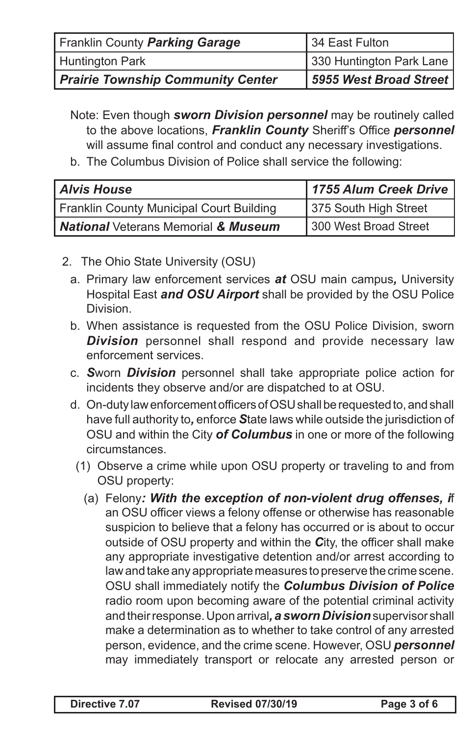| Franklin County ***Parking Garage*** | 34 East Fulton |
|---|---|
| Huntington Park | 330 Huntington Park Lane |
| ***Prairie Township Community Center*** | ***5955 West Broad Street*** |

Note: Even though ***sworn Division personnel*** may be routinely called to the above locations, ***Franklin County*** Sheriff's Office ***personnel*** will assume final control and conduct any necessary investigations.

b. The Columbus Division of Police shall service the following:

| ***Alvis House*** | ***1755 Alum Creek Drive*** |
|---|---|
| Franklin County Municipal Court Building | 375 South High Street |
| ***National*** Veterans Memorial ***& Museum*** | 300 West Broad Street |

2. The Ohio State University (OSU)

   a. Primary law enforcement services ***at*** OSU main campus***,*** University Hospital East ***and OSU Airport*** shall be provided by the OSU Police Division.

   b. When assistance is requested from the OSU Police Division, sworn ***Division*** personnel shall respond and provide necessary law enforcement services.

   c. ***S***worn ***Division*** personnel shall take appropriate police action for incidents they observe and/or are dispatched to at OSU.

   d. On-duty law enforcement officers of OSU shall be requested to, and shall have full authority to***,*** enforce ***S***tate laws while outside the jurisdiction of OSU and within the City ***of Columbus*** in one or more of the following circumstances.

      (1) Observe a crime while upon OSU property or traveling to and from OSU property:

         (a) Felony***: With the exception of non-violent drug offenses, i***f an OSU officer views a felony offense or otherwise has reasonable suspicion to believe that a felony has occurred or is about to occur outside of OSU property and within the ***C***ity, the officer shall make any appropriate investigative detention and/or arrest according to law and take any appropriate measures to preserve the crime scene. OSU shall immediately notify the ***Columbus Division of Police*** radio room upon becoming aware of the potential criminal activity and their response. Upon arrival***, a sworn Division*** supervisor shall make a determination as to whether to take control of any arrested person, evidence, and the crime scene. However, OSU ***personnel*** may immediately transport or relocate any arrested person or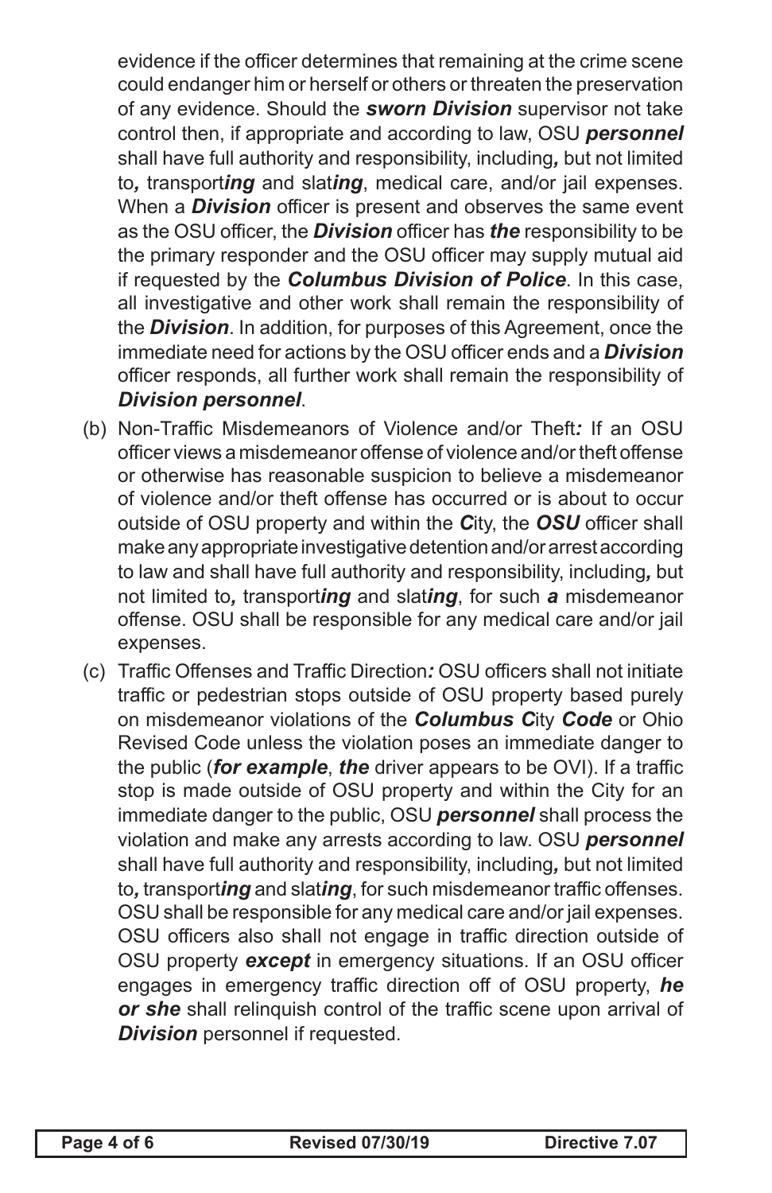evidence if the officer determines that remaining at the crime scene could endanger him or herself or others or threaten the preservation of any evidence. Should the ***sworn Division*** supervisor not take control then, if appropriate and according to law, OSU ***personnel*** shall have full authority and responsibility, including***,*** but not limited to***,*** transport***ing*** and slat***ing***, medical care, and/or jail expenses. When a ***Division*** officer is present and observes the same event as the OSU officer, the ***Division*** officer has ***the*** responsibility to be the primary responder and the OSU officer may supply mutual aid if requested by the ***Columbus Division of Police***. In this case, all investigative and other work shall remain the responsibility of the ***Division***. In addition, for purposes of this Agreement, once the immediate need for actions by the OSU officer ends and a ***Division*** officer responds, all further work shall remain the responsibility of ***Division personnel***.

(b) Non-Traffic Misdemeanors of Violence and/or Theft***:*** If an OSU officer views a misdemeanor offense of violence and/or theft offense or otherwise has reasonable suspicion to believe a misdemeanor of violence and/or theft offense has occurred or is about to occur outside of OSU property and within the ***C***ity, the ***OSU*** officer shall make any appropriate investigative detention and/or arrest according to law and shall have full authority and responsibility, including***,*** but not limited to***,*** transport***ing*** and slat***ing***, for such ***a*** misdemeanor offense. OSU shall be responsible for any medical care and/or jail expenses.

(c) Traffic Offenses and Traffic Direction***:*** OSU officers shall not initiate traffic or pedestrian stops outside of OSU property based purely on misdemeanor violations of the ***Columbus C***ity ***Code*** or Ohio Revised Code unless the violation poses an immediate danger to the public (***for example***, ***the*** driver appears to be OVI). If a traffic stop is made outside of OSU property and within the City for an immediate danger to the public, OSU ***personnel*** shall process the violation and make any arrests according to law. OSU ***personnel*** shall have full authority and responsibility, including***,*** but not limited to***,*** transport***ing*** and slat***ing***, for such misdemeanor traffic offenses. OSU shall be responsible for any medical care and/or jail expenses. OSU officers also shall not engage in traffic direction outside of OSU property ***except*** in emergency situations. If an OSU officer engages in emergency traffic direction off of OSU property, ***he or she*** shall relinquish control of the traffic scene upon arrival of ***Division*** personnel if requested.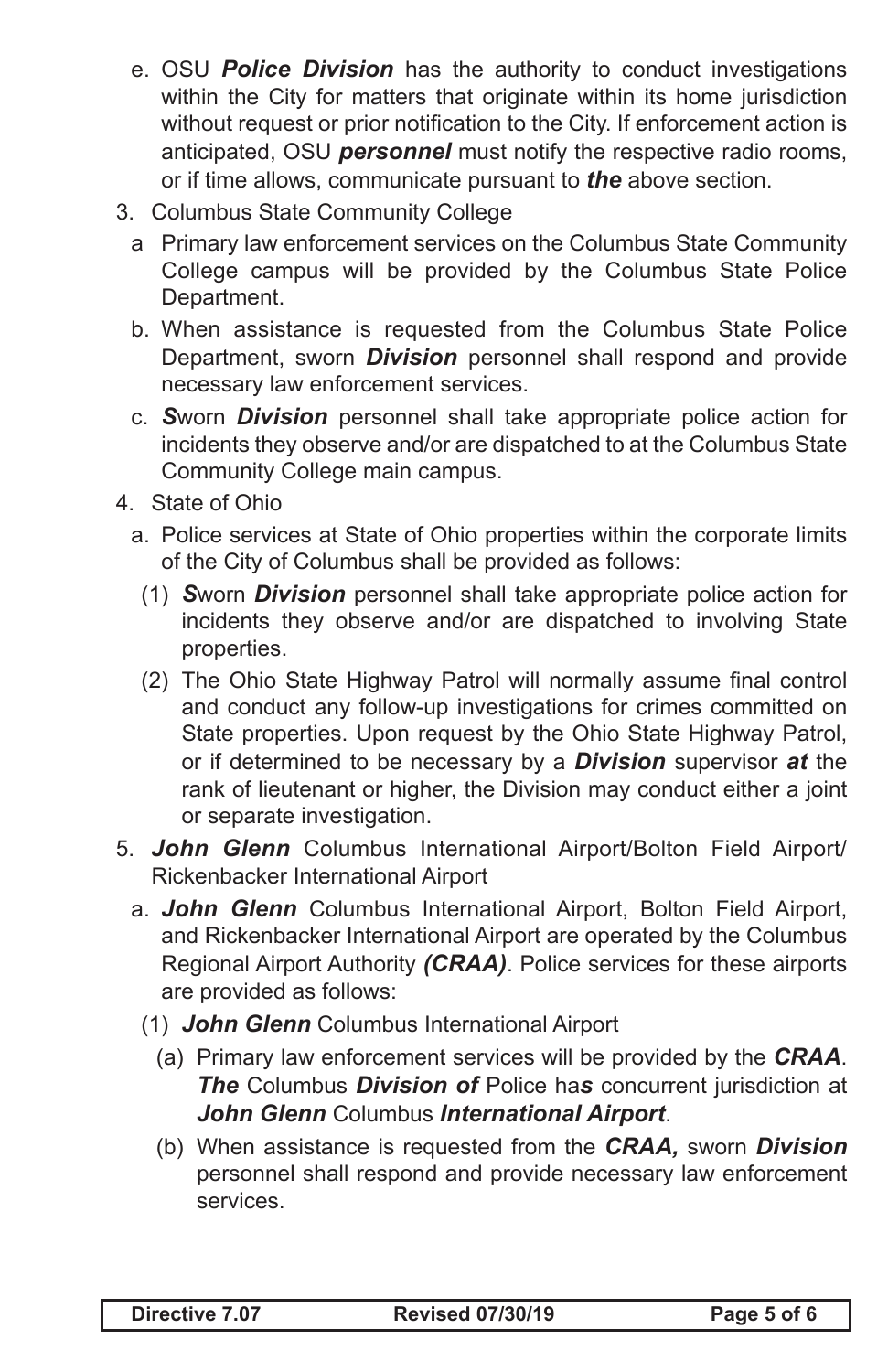e. OSU ***Police Division*** has the authority to conduct investigations within the City for matters that originate within its home jurisdiction without request or prior notification to the City. If enforcement action is anticipated, OSU ***personnel*** must notify the respective radio rooms, or if time allows, communicate pursuant to ***the*** above section.

3. Columbus State Community College

   a Primary law enforcement services on the Columbus State Community College campus will be provided by the Columbus State Police Department.

   b. When assistance is requested from the Columbus State Police Department, sworn ***Division*** personnel shall respond and provide necessary law enforcement services.

   c. ***S***worn ***Division*** personnel shall take appropriate police action for incidents they observe and/or are dispatched to at the Columbus State Community College main campus.

4. State of Ohio

   a. Police services at State of Ohio properties within the corporate limits of the City of Columbus shall be provided as follows:

      (1) ***S***worn ***Division*** personnel shall take appropriate police action for incidents they observe and/or are dispatched to involving State properties.

      (2) The Ohio State Highway Patrol will normally assume final control and conduct any follow-up investigations for crimes committed on State properties. Upon request by the Ohio State Highway Patrol, or if determined to be necessary by a ***Division*** supervisor ***at*** the rank of lieutenant or higher, the Division may conduct either a joint or separate investigation.

5. ***John Glenn*** Columbus International Airport/Bolton Field Airport/ Rickenbacker International Airport

   a. ***John Glenn*** Columbus International Airport, Bolton Field Airport, and Rickenbacker International Airport are operated by the Columbus Regional Airport Authority ***(CRAA)***. Police services for these airports are provided as follows:

      (1) ***John Glenn*** Columbus International Airport

         (a) Primary law enforcement services will be provided by the ***CRAA***. ***The*** Columbus ***Division of*** Police ha***s*** concurrent jurisdiction at ***John Glenn*** Columbus ***International Airport***.

         (b) When assistance is requested from the ***CRAA,*** sworn ***Division*** personnel shall respond and provide necessary law enforcement services.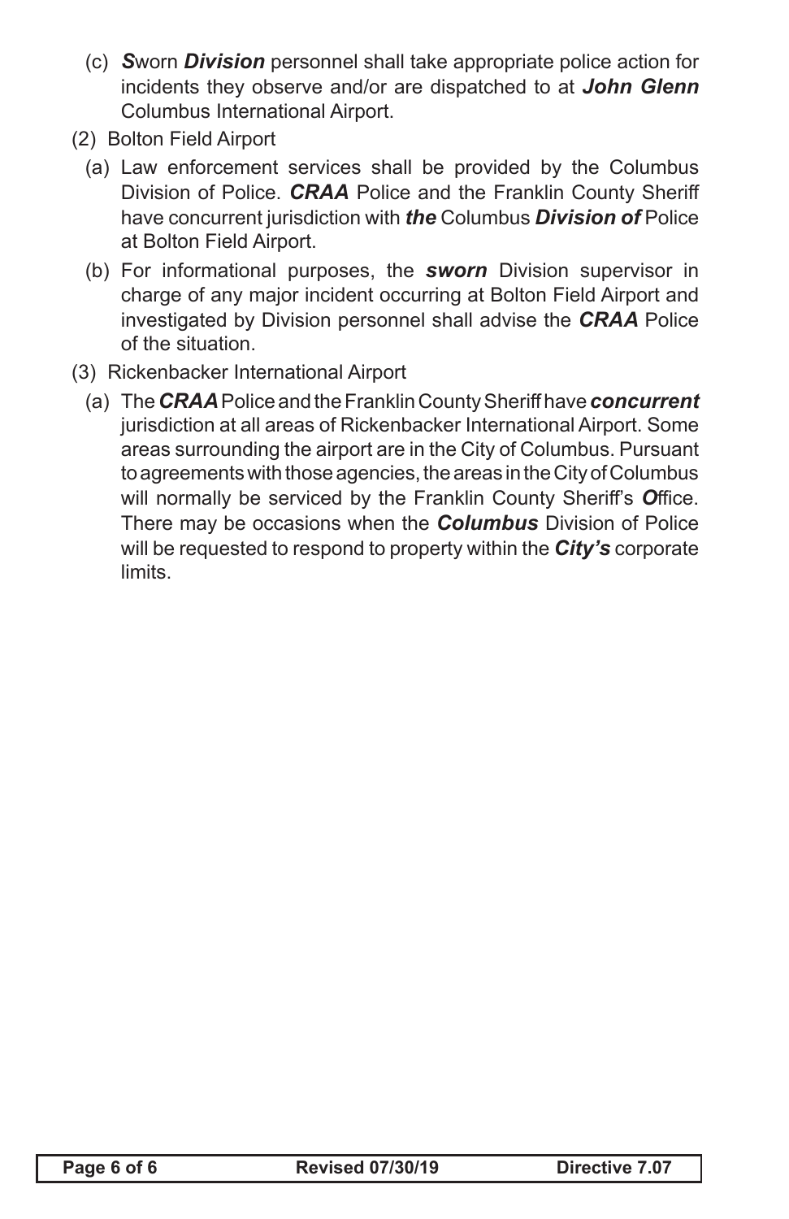(c) ***S***worn ***Division*** personnel shall take appropriate police action for incidents they observe and/or are dispatched to at ***John Glenn*** Columbus International Airport.

(2) Bolton Field Airport

(a) Law enforcement services shall be provided by the Columbus Division of Police. ***CRAA*** Police and the Franklin County Sheriff have concurrent jurisdiction with ***the*** Columbus ***Division of*** Police at Bolton Field Airport.

(b) For informational purposes, the ***sworn*** Division supervisor in charge of any major incident occurring at Bolton Field Airport and investigated by Division personnel shall advise the ***CRAA*** Police of the situation.

(3) Rickenbacker International Airport

(a) The ***CRAA*** Police and the Franklin County Sheriff have ***concurrent*** jurisdiction at all areas of Rickenbacker International Airport. Some areas surrounding the airport are in the City of Columbus. Pursuant to agreements with those agencies, the areas in the City of Columbus will normally be serviced by the Franklin County Sheriff's ***O***ffice. There may be occasions when the ***Columbus*** Division of Police will be requested to respond to property within the ***City's*** corporate limits.